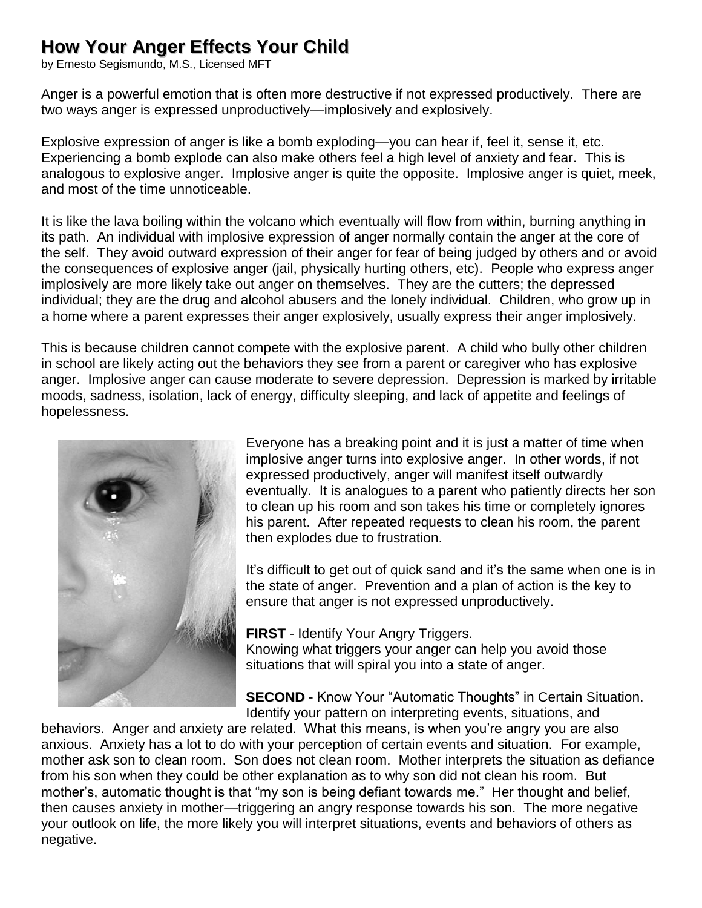# How Your Anger Effects Your Child

by Ernesto Segismundo, M.S., Licensed MFT

Anger is a powerful emotion that is often more destructive if not expressed productively. There are two ways anger is expressed unproductively—implosively and explosively.

Explosive expression of anger is like a bomb exploding—you can hear if, feel it, sense it, etc. Experiencing a bomb explode can also make others feel a high level of anxiety and fear. This is analogous to explosive anger. Implosive anger is quite the opposite. Implosive anger is quiet, meek, and most of the time unnoticeable.

It is like the lava boiling within the volcano which eventually will flow from within, burning anything in its path. An individual with implosive expression of anger normally contain the anger at the core of the self. They avoid outward expression of their anger for fear of being judged by others and or avoid the consequences of explosive anger (jail, physically hurting others, etc). People who express anger implosively are more likely take out anger on themselves. They are the cutters; the depressed individual; they are the drug and alcohol abusers and the lonely individual. Children, who grow up in a home where a parent expresses their anger explosively, usually express their anger implosively.

This is because children cannot compete with the explosive parent. A child who bully other children in school are likely acting out the behaviors they see from a parent or caregiver who has explosive anger. Implosive anger can cause moderate to severe depression. Depression is marked by irritable moods, sadness, isolation, lack of energy, difficulty sleeping, and lack of appetite and feelings of hopelessness.

Everyone has a breaking point and it is just a matter of time when implosive anger turns into explosive anger. In other words, if not expressed productively, anger will manifest itself outwardly eventually. It is analogues to a parent who patiently directs her son to clean up his room and son takes his time or completely ignores his parent. After repeated requests to clean his room, the parent then explodes due to frustration.

It's difficult to get out of quick sand and it's the same when one is in the state of anger. Prevention and a plan of action is the key to ensure that anger is not expressed unproductively.

**FIRST** - Identify Your Angry Triggers.
Knowing what triggers your anger can help you avoid those situations that will spiral you into a state of anger.

**SECOND** - Know Your "Automatic Thoughts" in Certain Situation.
Identify your pattern on interpreting events, situations, and behaviors. Anger and anxiety are related. What this means, is when you're angry you are also anxious. Anxiety has a lot to do with your perception of certain events and situation. For example, mother ask son to clean room. Son does not clean room. Mother interprets the situation as defiance from his son when they could be other explanation as to why son did not clean his room. But mother's, automatic thought is that "my son is being defiant towards me." Her thought and belief, then causes anxiety in mother—triggering an angry response towards his son. The more negative your outlook on life, the more likely you will interpret situations, events and behaviors of others as negative.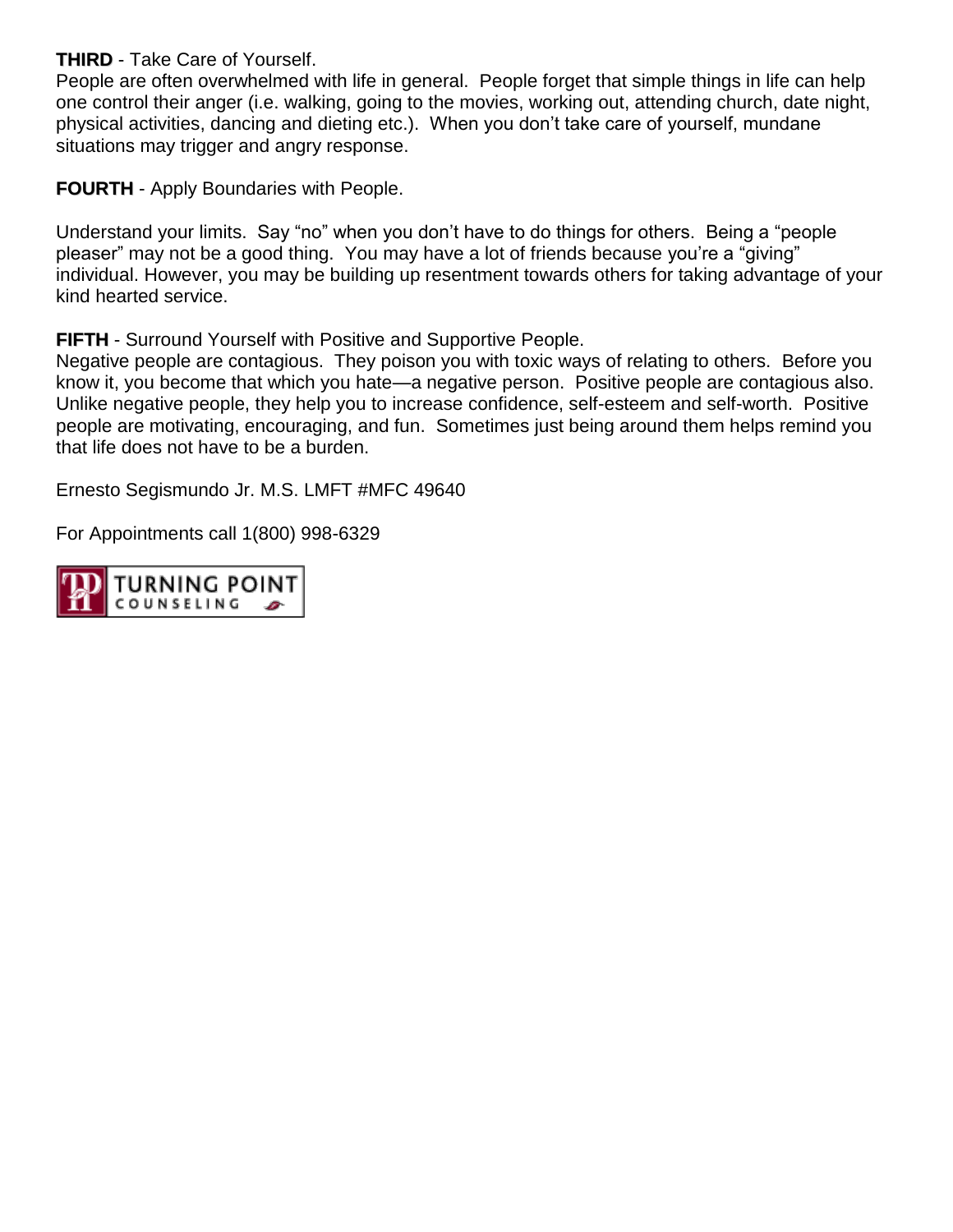**THIRD** - Take Care of Yourself.
People are often overwhelmed with life in general. People forget that simple things in life can help one control their anger (i.e. walking, going to the movies, working out, attending church, date night, physical activities, dancing and dieting etc.). When you don't take care of yourself, mundane situations may trigger and angry response.

**FOURTH** - Apply Boundaries with People.

Understand your limits. Say "no" when you don't have to do things for others. Being a "people pleaser" may not be a good thing. You may have a lot of friends because you're a "giving" individual. However, you may be building up resentment towards others for taking advantage of your kind hearted service.

**FIFTH** - Surround Yourself with Positive and Supportive People.
Negative people are contagious. They poison you with toxic ways of relating to others. Before you know it, you become that which you hate—a negative person. Positive people are contagious also. Unlike negative people, they help you to increase confidence, self-esteem and self-worth. Positive people are motivating, encouraging, and fun. Sometimes just being around them helps remind you that life does not have to be a burden.

Ernesto Segismundo Jr. M.S. LMFT #MFC 49640

For Appointments call 1(800) 998-6329

TURNING POINT COUNSELING